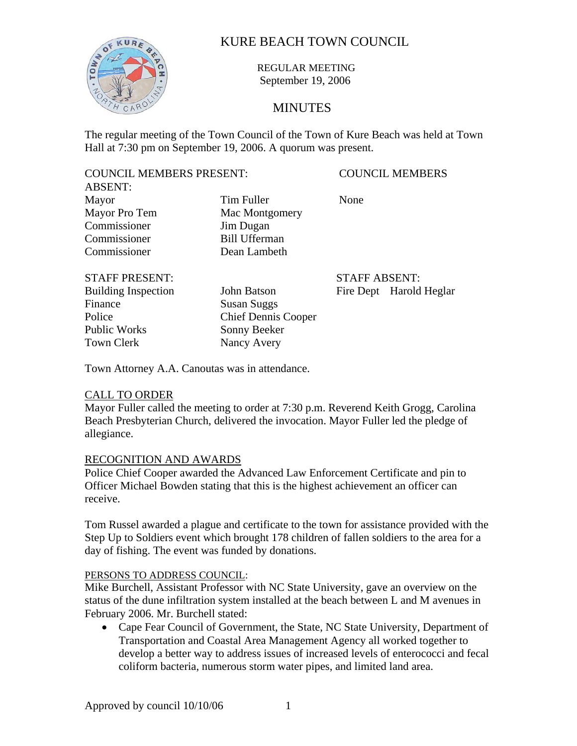# KURE BEACH TOWN COUNCIL

REGULAR MEETING
September 19, 2006

## MINUTES

The regular meeting of the Town Council of the Town of Kure Beach was held at Town Hall at 7:30 pm on September 19, 2006. A quorum was present.

| COUNCIL MEMBERS PRESENT: | | COUNCIL MEMBERS ABSENT: |
|---|---|---|
| Mayor | Tim Fuller | None |
| Mayor Pro Tem | Mac Montgomery | |
| Commissioner | Jim Dugan | |
| Commissioner | Bill Ufferman | |
| Commissioner | Dean Lambeth | |

| STAFF PRESENT: | | STAFF ABSENT: |
|---|---|---|
| Building Inspection | John Batson | Fire Dept Harold Heglar |
| Finance | Susan Suggs | |
| Police | Chief Dennis Cooper | |
| Public Works | Sonny Beeker | |
| Town Clerk | Nancy Avery | |

Town Attorney A.A. Canoutas was in attendance.

### CALL TO ORDER

Mayor Fuller called the meeting to order at 7:30 p.m. Reverend Keith Grogg, Carolina Beach Presbyterian Church, delivered the invocation. Mayor Fuller led the pledge of allegiance.

### RECOGNITION AND AWARDS

Police Chief Cooper awarded the Advanced Law Enforcement Certificate and pin to Officer Michael Bowden stating that this is the highest achievement an officer can receive.

Tom Russel awarded a plague and certificate to the town for assistance provided with the Step Up to Soldiers event which brought 178 children of fallen soldiers to the area for a day of fishing. The event was funded by donations.

### PERSONS TO ADDRESS COUNCIL:

Mike Burchell, Assistant Professor with NC State University, gave an overview on the status of the dune infiltration system installed at the beach between L and M avenues in February 2006. Mr. Burchell stated:

- Cape Fear Council of Government, the State, NC State University, Department of Transportation and Coastal Area Management Agency all worked together to develop a better way to address issues of increased levels of enterococci and fecal coliform bacteria, numerous storm water pipes, and limited land area.

Approved by council 10/10/06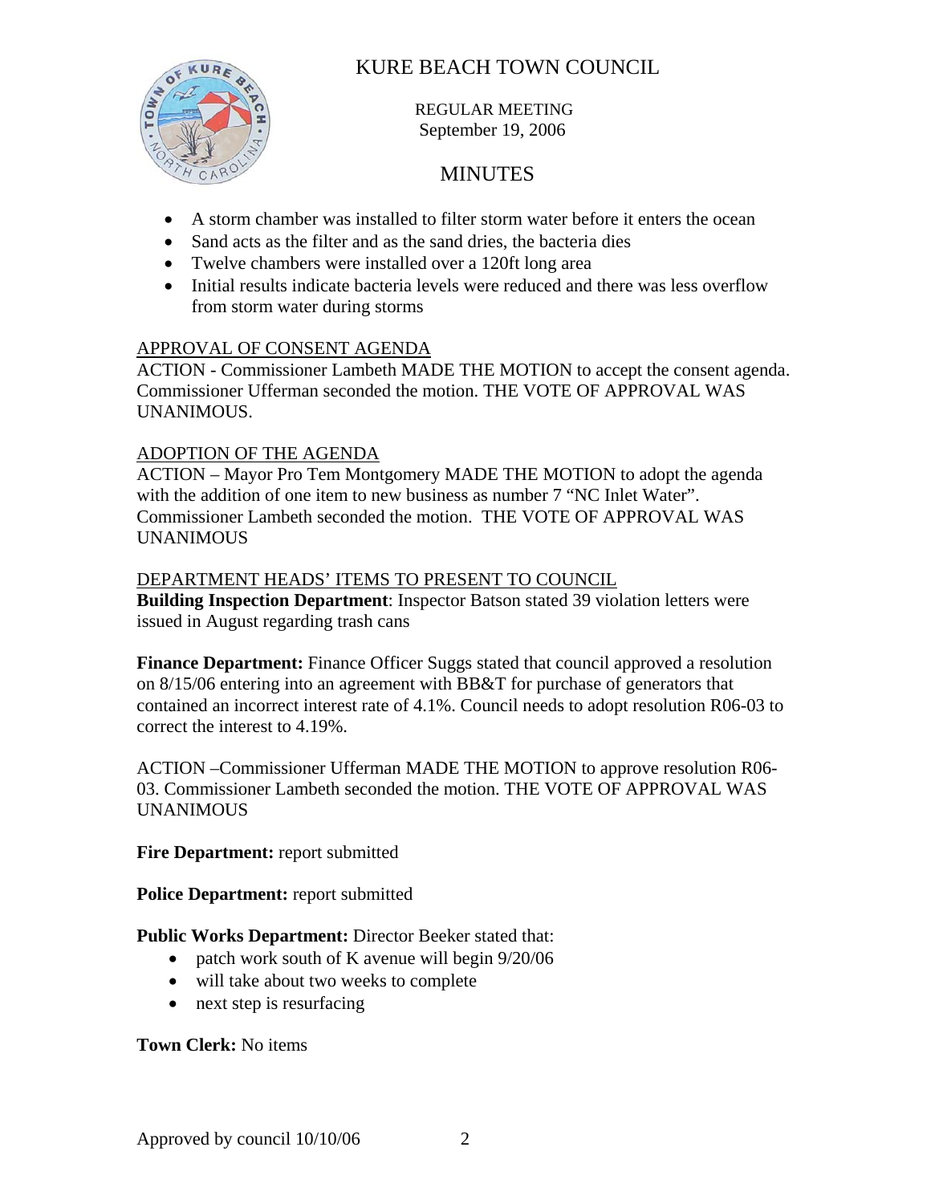- A storm chamber was installed to filter storm water before it enters the ocean
- Sand acts as the filter and as the sand dries, the bacteria dies
- Twelve chambers were installed over a 120ft long area
- Initial results indicate bacteria levels were reduced and there was less overflow from storm water during storms

APPROVAL OF CONSENT AGENDA

ACTION - Commissioner Lambeth MADE THE MOTION to accept the consent agenda. Commissioner Ufferman seconded the motion. THE VOTE OF APPROVAL WAS UNANIMOUS.

ADOPTION OF THE AGENDA

ACTION – Mayor Pro Tem Montgomery MADE THE MOTION to adopt the agenda with the addition of one item to new business as number 7 "NC Inlet Water". Commissioner Lambeth seconded the motion. THE VOTE OF APPROVAL WAS UNANIMOUS

DEPARTMENT HEADS' ITEMS TO PRESENT TO COUNCIL

**Building Inspection Department**: Inspector Batson stated 39 violation letters were issued in August regarding trash cans

**Finance Department:** Finance Officer Suggs stated that council approved a resolution on 8/15/06 entering into an agreement with BB&T for purchase of generators that contained an incorrect interest rate of 4.1%. Council needs to adopt resolution R06-03 to correct the interest to 4.19%.

ACTION –Commissioner Ufferman MADE THE MOTION to approve resolution R06-03. Commissioner Lambeth seconded the motion. THE VOTE OF APPROVAL WAS UNANIMOUS

**Fire Department:** report submitted

**Police Department:** report submitted

**Public Works Department:** Director Beeker stated that:

- patch work south of K avenue will begin 9/20/06
- will take about two weeks to complete
- next step is resurfacing

**Town Clerk:** No items

Approved by council 10/10/06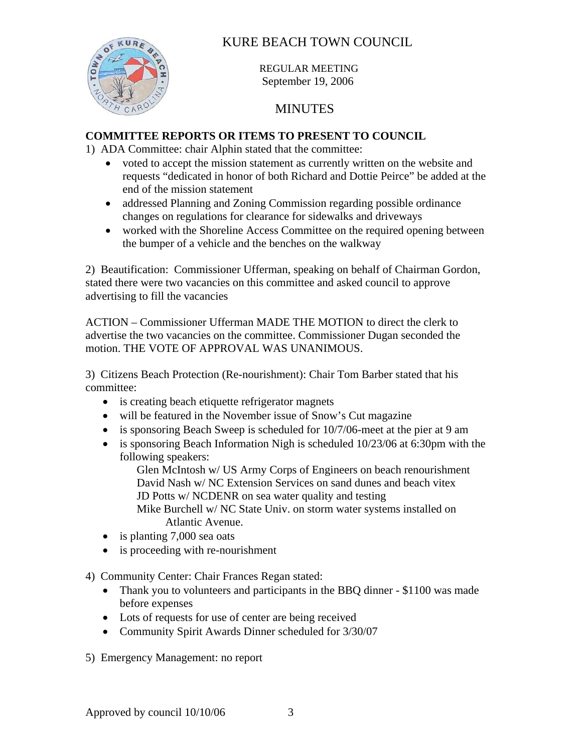# KURE BEACH TOWN COUNCIL

REGULAR MEETING
September 19, 2006

MINUTES

**COMMITTEE REPORTS OR ITEMS TO PRESENT TO COUNCIL**

1) ADA Committee: chair Alphin stated that the committee:

- voted to accept the mission statement as currently written on the website and requests "dedicated in honor of both Richard and Dottie Peirce" be added at the end of the mission statement
- addressed Planning and Zoning Commission regarding possible ordinance changes on regulations for clearance for sidewalks and driveways
- worked with the Shoreline Access Committee on the required opening between the bumper of a vehicle and the benches on the walkway

2) Beautification: Commissioner Ufferman, speaking on behalf of Chairman Gordon, stated there were two vacancies on this committee and asked council to approve advertising to fill the vacancies

ACTION – Commissioner Ufferman MADE THE MOTION to direct the clerk to advertise the two vacancies on the committee. Commissioner Dugan seconded the motion. THE VOTE OF APPROVAL WAS UNANIMOUS.

3) Citizens Beach Protection (Re-nourishment): Chair Tom Barber stated that his committee:

- is creating beach etiquette refrigerator magnets
- will be featured in the November issue of Snow's Cut magazine
- is sponsoring Beach Sweep is scheduled for 10/7/06-meet at the pier at 9 am
- is sponsoring Beach Information Nigh is scheduled 10/23/06 at 6:30pm with the following speakers:
  - Glen McIntosh w/ US Army Corps of Engineers on beach renourishment
  - David Nash w/ NC Extension Services on sand dunes and beach vitex
  - JD Potts w/ NCDENR on sea water quality and testing
  - Mike Burchell w/ NC State Univ. on storm water systems installed on Atlantic Avenue.
- is planting 7,000 sea oats
- is proceeding with re-nourishment

4) Community Center: Chair Frances Regan stated:

- Thank you to volunteers and participants in the BBQ dinner - $1100 was made before expenses
- Lots of requests for use of center are being received
- Community Spirit Awards Dinner scheduled for 3/30/07

5) Emergency Management: no report

Approved by council 10/10/06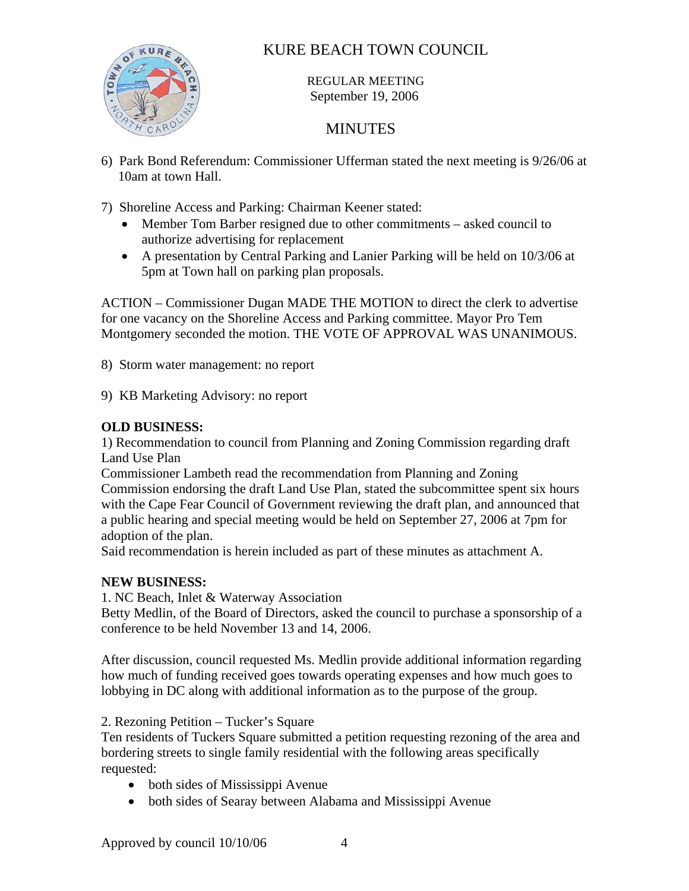6) Park Bond Referendum: Commissioner Ufferman stated the next meeting is 9/26/06 at 10am at town Hall.

7) Shoreline Access and Parking: Chairman Keener stated:
   - Member Tom Barber resigned due to other commitments – asked council to authorize advertising for replacement
   - A presentation by Central Parking and Lanier Parking will be held on 10/3/06 at 5pm at Town hall on parking plan proposals.

ACTION – Commissioner Dugan MADE THE MOTION to direct the clerk to advertise for one vacancy on the Shoreline Access and Parking committee. Mayor Pro Tem Montgomery seconded the motion. THE VOTE OF APPROVAL WAS UNANIMOUS.

8) Storm water management: no report

9) KB Marketing Advisory: no report

**OLD BUSINESS:**

1) Recommendation to council from Planning and Zoning Commission regarding draft Land Use Plan

Commissioner Lambeth read the recommendation from Planning and Zoning Commission endorsing the draft Land Use Plan, stated the subcommittee spent six hours with the Cape Fear Council of Government reviewing the draft plan, and announced that a public hearing and special meeting would be held on September 27, 2006 at 7pm for adoption of the plan.

Said recommendation is herein included as part of these minutes as attachment A.

**NEW BUSINESS:**

1. NC Beach, Inlet & Waterway Association

Betty Medlin, of the Board of Directors, asked the council to purchase a sponsorship of a conference to be held November 13 and 14, 2006.

After discussion, council requested Ms. Medlin provide additional information regarding how much of funding received goes towards operating expenses and how much goes to lobbying in DC along with additional information as to the purpose of the group.

2. Rezoning Petition – Tucker's Square

Ten residents of Tuckers Square submitted a petition requesting rezoning of the area and bordering streets to single family residential with the following areas specifically requested:

- both sides of Mississippi Avenue
- both sides of Searay between Alabama and Mississippi Avenue

Approved by council 10/10/06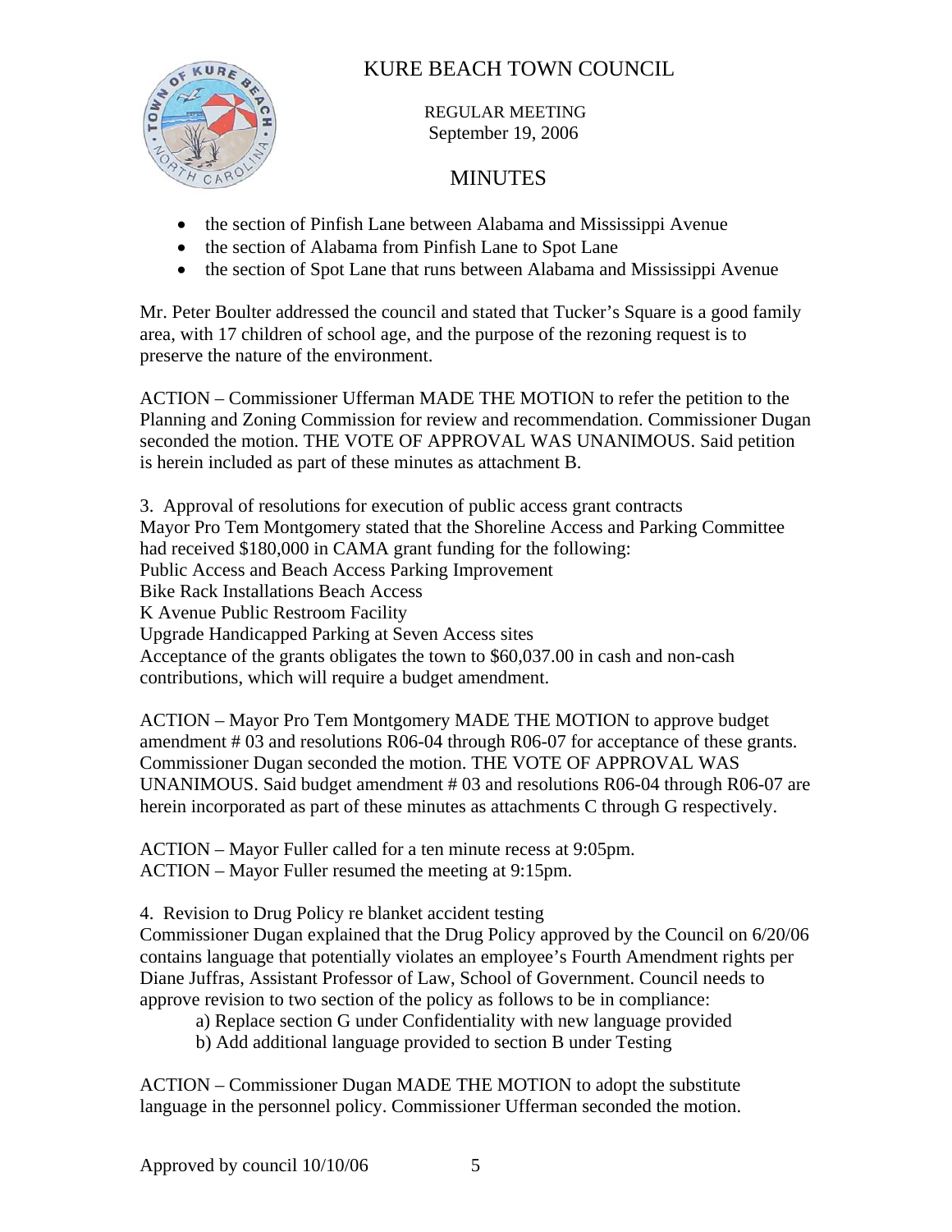- the section of Pinfish Lane between Alabama and Mississippi Avenue
- the section of Alabama from Pinfish Lane to Spot Lane
- the section of Spot Lane that runs between Alabama and Mississippi Avenue

Mr. Peter Boulter addressed the council and stated that Tucker's Square is a good family area, with 17 children of school age, and the purpose of the rezoning request is to preserve the nature of the environment.

ACTION – Commissioner Ufferman MADE THE MOTION to refer the petition to the Planning and Zoning Commission for review and recommendation. Commissioner Dugan seconded the motion. THE VOTE OF APPROVAL WAS UNANIMOUS. Said petition is herein included as part of these minutes as attachment B.

3. Approval of resolutions for execution of public access grant contracts
Mayor Pro Tem Montgomery stated that the Shoreline Access and Parking Committee had received $180,000 in CAMA grant funding for the following:
Public Access and Beach Access Parking Improvement
Bike Rack Installations Beach Access
K Avenue Public Restroom Facility
Upgrade Handicapped Parking at Seven Access sites
Acceptance of the grants obligates the town to $60,037.00 in cash and non-cash contributions, which will require a budget amendment.

ACTION – Mayor Pro Tem Montgomery MADE THE MOTION to approve budget amendment # 03 and resolutions R06-04 through R06-07 for acceptance of these grants. Commissioner Dugan seconded the motion. THE VOTE OF APPROVAL WAS UNANIMOUS. Said budget amendment # 03 and resolutions R06-04 through R06-07 are herein incorporated as part of these minutes as attachments C through G respectively.

ACTION – Mayor Fuller called for a ten minute recess at 9:05pm.
ACTION – Mayor Fuller resumed the meeting at 9:15pm.

4. Revision to Drug Policy re blanket accident testing
Commissioner Dugan explained that the Drug Policy approved by the Council on 6/20/06 contains language that potentially violates an employee's Fourth Amendment rights per Diane Juffras, Assistant Professor of Law, School of Government. Council needs to approve revision to two section of the policy as follows to be in compliance:

a) Replace section G under Confidentiality with new language provided
b) Add additional language provided to section B under Testing

ACTION – Commissioner Dugan MADE THE MOTION to adopt the substitute language in the personnel policy. Commissioner Ufferman seconded the motion.

Approved by council 10/10/06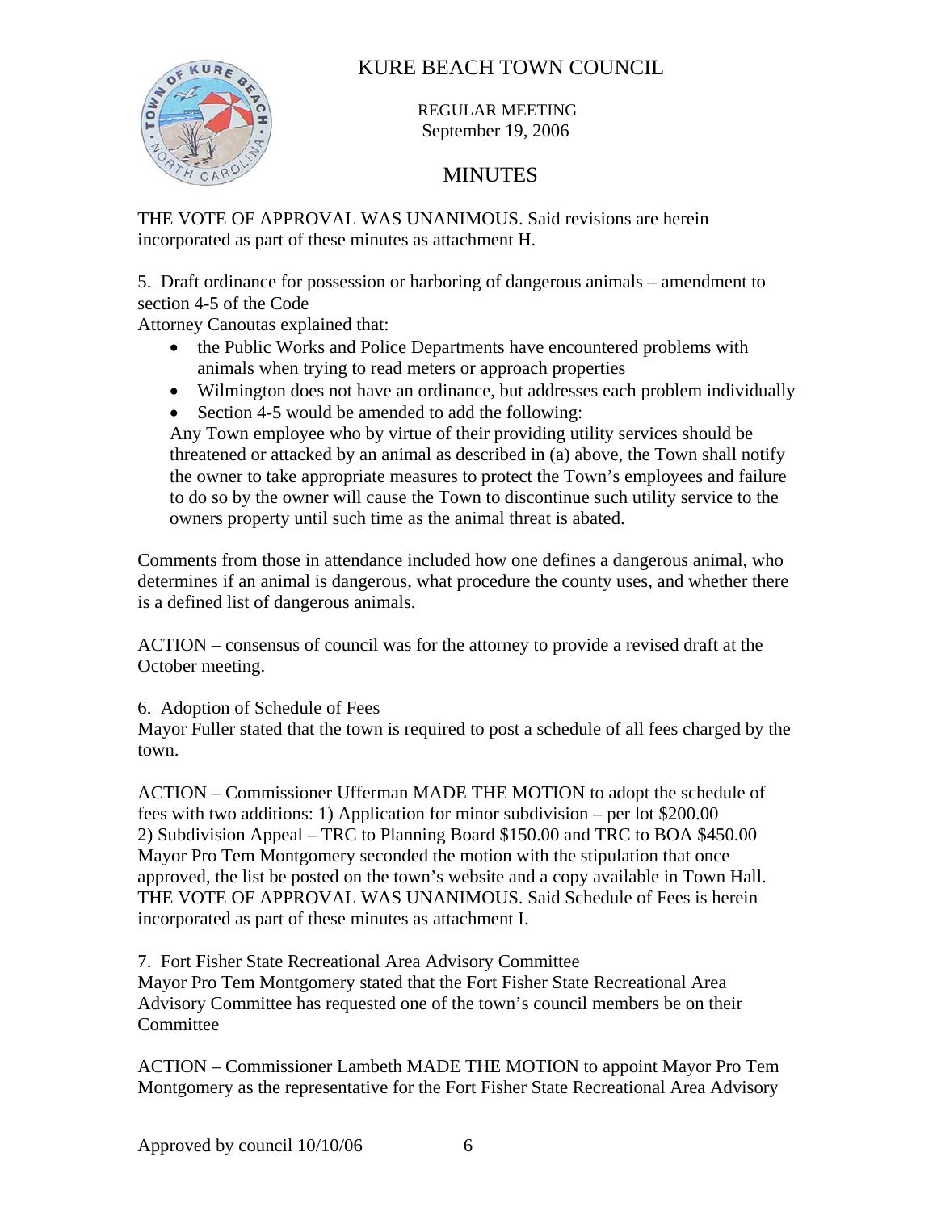THE VOTE OF APPROVAL WAS UNANIMOUS. Said revisions are herein incorporated as part of these minutes as attachment H.

5. Draft ordinance for possession or harboring of dangerous animals – amendment to section 4-5 of the Code

Attorney Canoutas explained that:

- the Public Works and Police Departments have encountered problems with animals when trying to read meters or approach properties
- Wilmington does not have an ordinance, but addresses each problem individually
- Section 4-5 would be amended to add the following:

  Any Town employee who by virtue of their providing utility services should be threatened or attacked by an animal as described in (a) above, the Town shall notify the owner to take appropriate measures to protect the Town's employees and failure to do so by the owner will cause the Town to discontinue such utility service to the owners property until such time as the animal threat is abated.

Comments from those in attendance included how one defines a dangerous animal, who determines if an animal is dangerous, what procedure the county uses, and whether there is a defined list of dangerous animals.

ACTION – consensus of council was for the attorney to provide a revised draft at the October meeting.

6. Adoption of Schedule of Fees

Mayor Fuller stated that the town is required to post a schedule of all fees charged by the town.

ACTION – Commissioner Ufferman MADE THE MOTION to adopt the schedule of fees with two additions: 1) Application for minor subdivision – per lot $200.00
2) Subdivision Appeal – TRC to Planning Board $150.00 and TRC to BOA $450.00
Mayor Pro Tem Montgomery seconded the motion with the stipulation that once approved, the list be posted on the town's website and a copy available in Town Hall. THE VOTE OF APPROVAL WAS UNANIMOUS. Said Schedule of Fees is herein incorporated as part of these minutes as attachment I.

7. Fort Fisher State Recreational Area Advisory Committee

Mayor Pro Tem Montgomery stated that the Fort Fisher State Recreational Area Advisory Committee has requested one of the town's council members be on their Committee

ACTION – Commissioner Lambeth MADE THE MOTION to appoint Mayor Pro Tem Montgomery as the representative for the Fort Fisher State Recreational Area Advisory

Approved by council 10/10/06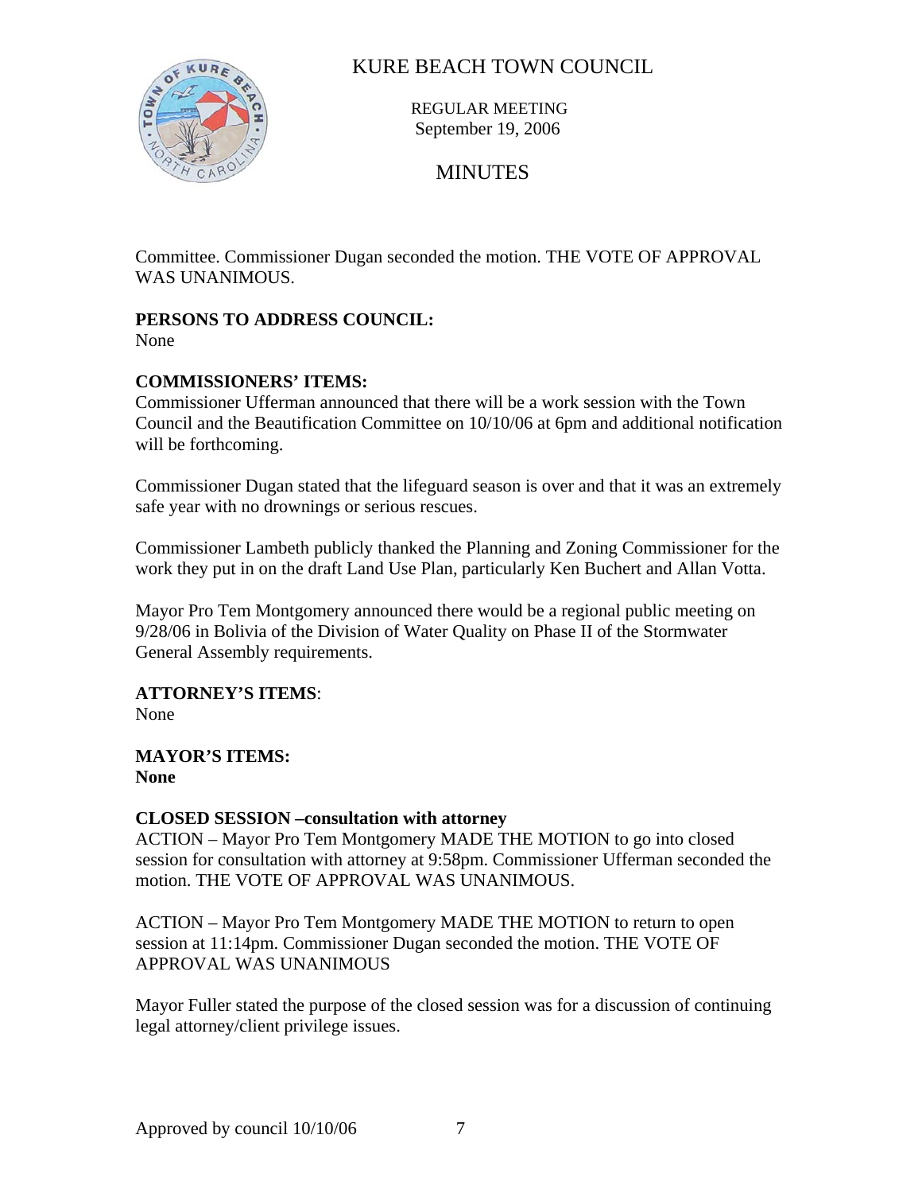Committee. Commissioner Dugan seconded the motion. THE VOTE OF APPROVAL WAS UNANIMOUS.

**PERSONS TO ADDRESS COUNCIL:**
None

**COMMISSIONERS' ITEMS:**
Commissioner Ufferman announced that there will be a work session with the Town Council and the Beautification Committee on 10/10/06 at 6pm and additional notification will be forthcoming.

Commissioner Dugan stated that the lifeguard season is over and that it was an extremely safe year with no drownings or serious rescues.

Commissioner Lambeth publicly thanked the Planning and Zoning Commissioner for the work they put in on the draft Land Use Plan, particularly Ken Buchert and Allan Votta.

Mayor Pro Tem Montgomery announced there would be a regional public meeting on 9/28/06 in Bolivia of the Division of Water Quality on Phase II of the Stormwater General Assembly requirements.

**ATTORNEY'S ITEMS**:
None

**MAYOR'S ITEMS:**
**None**

**CLOSED SESSION –consultation with attorney**
ACTION – Mayor Pro Tem Montgomery MADE THE MOTION to go into closed session for consultation with attorney at 9:58pm. Commissioner Ufferman seconded the motion. THE VOTE OF APPROVAL WAS UNANIMOUS.

ACTION – Mayor Pro Tem Montgomery MADE THE MOTION to return to open session at 11:14pm. Commissioner Dugan seconded the motion. THE VOTE OF APPROVAL WAS UNANIMOUS

Mayor Fuller stated the purpose of the closed session was for a discussion of continuing legal attorney/client privilege issues.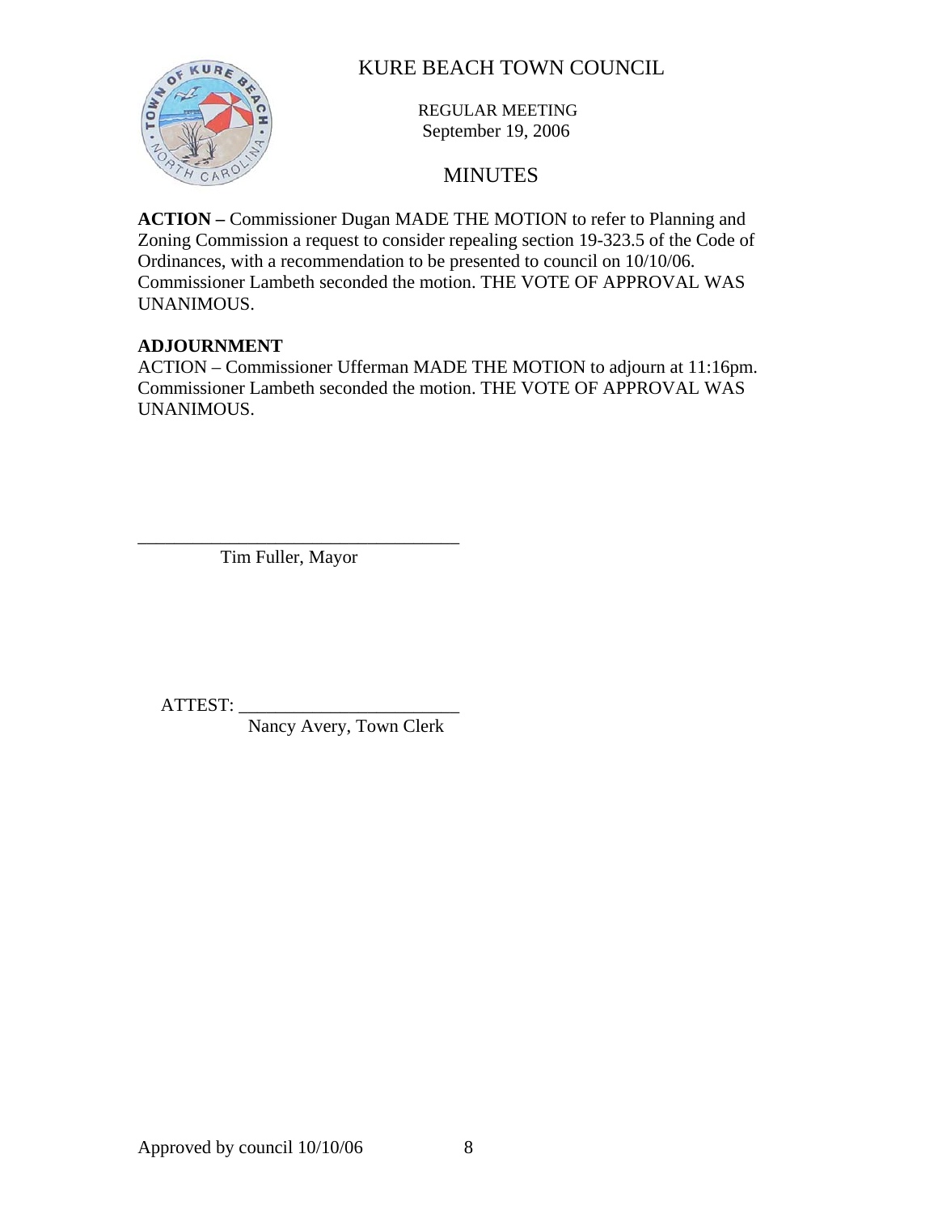# KURE BEACH TOWN COUNCIL

REGULAR MEETING
September 19, 2006

MINUTES

**ACTION –** Commissioner Dugan MADE THE MOTION to refer to Planning and Zoning Commission a request to consider repealing section 19-323.5 of the Code of Ordinances, with a recommendation to be presented to council on 10/10/06. Commissioner Lambeth seconded the motion. THE VOTE OF APPROVAL WAS UNANIMOUS.

**ADJOURNMENT**

ACTION – Commissioner Ufferman MADE THE MOTION to adjourn at 11:16pm. Commissioner Lambeth seconded the motion. THE VOTE OF APPROVAL WAS UNANIMOUS.

___________________________________
Tim Fuller, Mayor

ATTEST: _______________________
Nancy Avery, Town Clerk

Approved by council 10/10/06